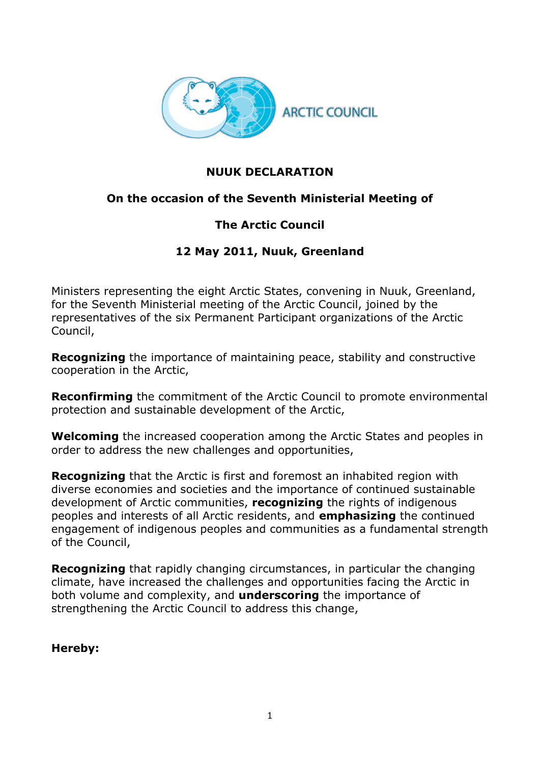ARCTIC COUNCIL

# NUUK DECLARATION

## On the occasion of the Seventh Ministerial Meeting of

## The Arctic Council

## 12 May 2011, Nuuk, Greenland

Ministers representing the eight Arctic States, convening in Nuuk, Greenland, for the Seventh Ministerial meeting of the Arctic Council, joined by the representatives of the six Permanent Participant organizations of the Arctic Council,

**Recognizing** the importance of maintaining peace, stability and constructive cooperation in the Arctic,

**Reconfirming** the commitment of the Arctic Council to promote environmental protection and sustainable development of the Arctic,

**Welcoming** the increased cooperation among the Arctic States and peoples in order to address the new challenges and opportunities,

**Recognizing** that the Arctic is first and foremost an inhabited region with diverse economies and societies and the importance of continued sustainable development of Arctic communities, **recognizing** the rights of indigenous peoples and interests of all Arctic residents, and **emphasizing** the continued engagement of indigenous peoples and communities as a fundamental strength of the Council,

**Recognizing** that rapidly changing circumstances, in particular the changing climate, have increased the challenges and opportunities facing the Arctic in both volume and complexity, and **underscoring** the importance of strengthening the Arctic Council to address this change,

**Hereby:**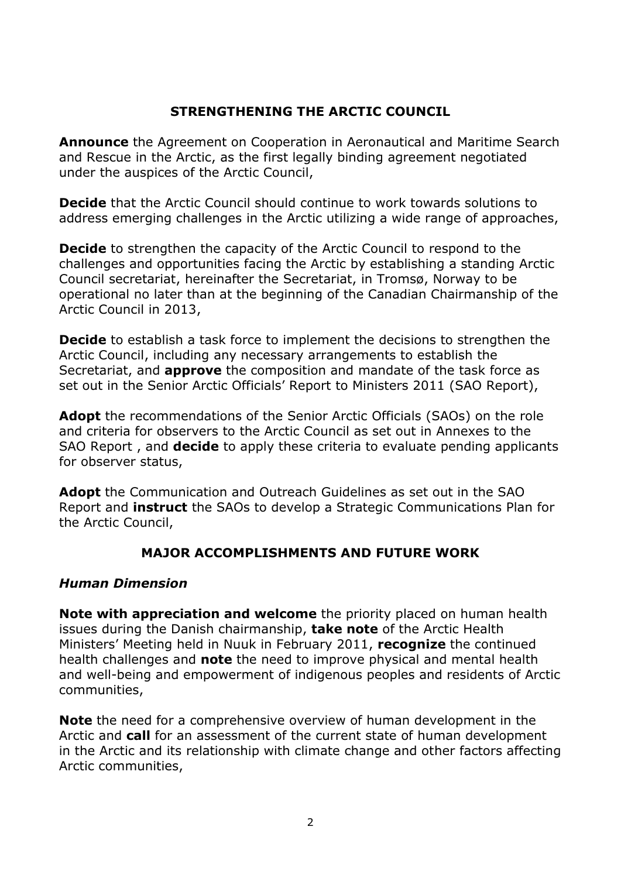## STRENGTHENING THE ARCTIC COUNCIL

**Announce** the Agreement on Cooperation in Aeronautical and Maritime Search and Rescue in the Arctic, as the first legally binding agreement negotiated under the auspices of the Arctic Council,

**Decide** that the Arctic Council should continue to work towards solutions to address emerging challenges in the Arctic utilizing a wide range of approaches,

**Decide** to strengthen the capacity of the Arctic Council to respond to the challenges and opportunities facing the Arctic by establishing a standing Arctic Council secretariat, hereinafter the Secretariat, in Tromsø, Norway to be operational no later than at the beginning of the Canadian Chairmanship of the Arctic Council in 2013,

**Decide** to establish a task force to implement the decisions to strengthen the Arctic Council, including any necessary arrangements to establish the Secretariat, and **approve** the composition and mandate of the task force as set out in the Senior Arctic Officials' Report to Ministers 2011 (SAO Report),

**Adopt** the recommendations of the Senior Arctic Officials (SAOs) on the role and criteria for observers to the Arctic Council as set out in Annexes to the SAO Report , and **decide** to apply these criteria to evaluate pending applicants for observer status,

**Adopt** the Communication and Outreach Guidelines as set out in the SAO Report and **instruct** the SAOs to develop a Strategic Communications Plan for the Arctic Council,

## MAJOR ACCOMPLISHMENTS AND FUTURE WORK

### *Human Dimension*

**Note with appreciation and welcome** the priority placed on human health issues during the Danish chairmanship, **take note** of the Arctic Health Ministers' Meeting held in Nuuk in February 2011, **recognize** the continued health challenges and **note** the need to improve physical and mental health and well-being and empowerment of indigenous peoples and residents of Arctic communities,

**Note** the need for a comprehensive overview of human development in the Arctic and **call** for an assessment of the current state of human development in the Arctic and its relationship with climate change and other factors affecting Arctic communities,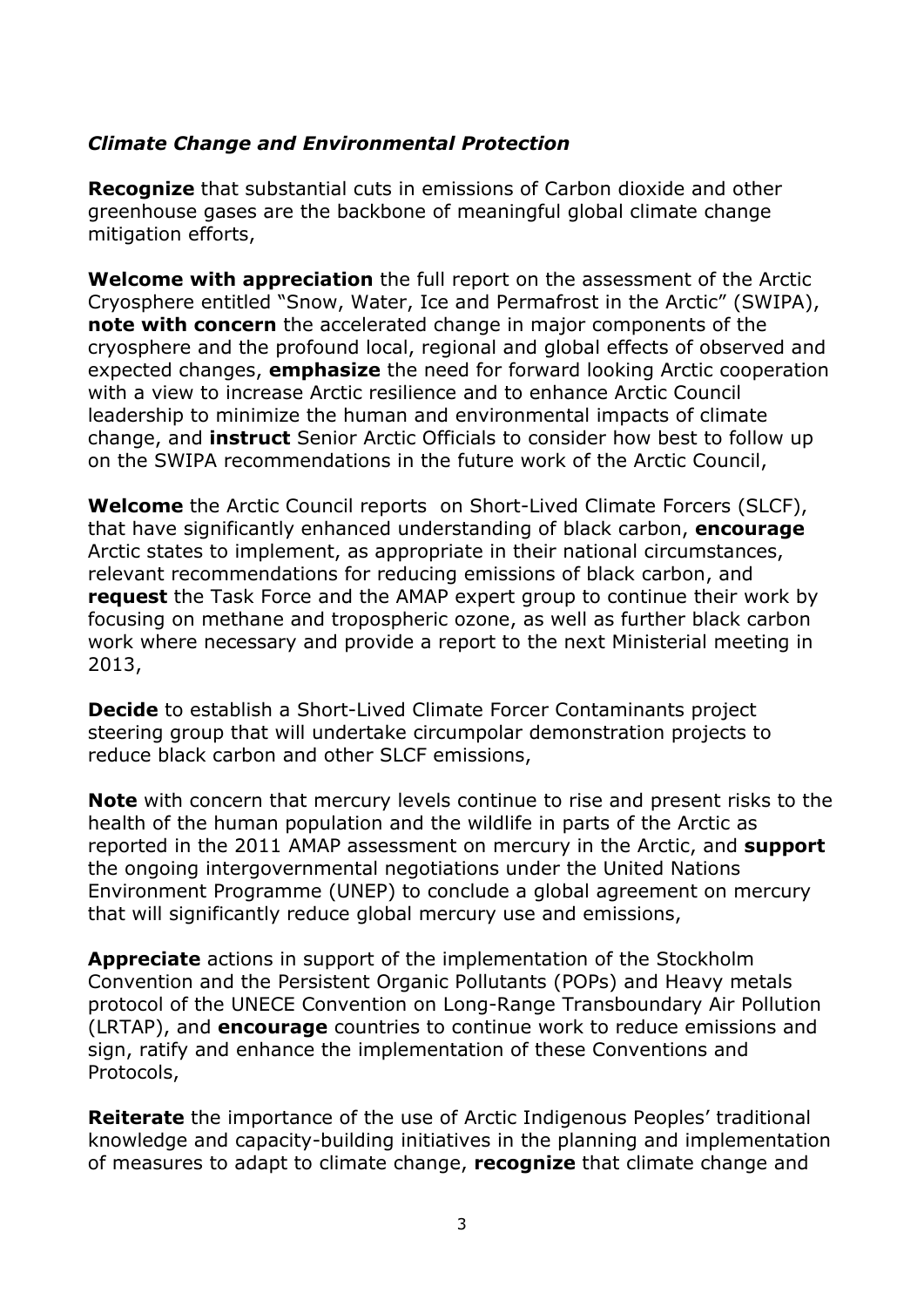***Climate Change and Environmental Protection***

**Recognize** that substantial cuts in emissions of Carbon dioxide and other greenhouse gases are the backbone of meaningful global climate change mitigation efforts,

**Welcome with appreciation** the full report on the assessment of the Arctic Cryosphere entitled "Snow, Water, Ice and Permafrost in the Arctic" (SWIPA), **note with concern** the accelerated change in major components of the cryosphere and the profound local, regional and global effects of observed and expected changes, **emphasize** the need for forward looking Arctic cooperation with a view to increase Arctic resilience and to enhance Arctic Council leadership to minimize the human and environmental impacts of climate change, and **instruct** Senior Arctic Officials to consider how best to follow up on the SWIPA recommendations in the future work of the Arctic Council,

**Welcome** the Arctic Council reports on Short-Lived Climate Forcers (SLCF), that have significantly enhanced understanding of black carbon, **encourage** Arctic states to implement, as appropriate in their national circumstances, relevant recommendations for reducing emissions of black carbon, and **request** the Task Force and the AMAP expert group to continue their work by focusing on methane and tropospheric ozone, as well as further black carbon work where necessary and provide a report to the next Ministerial meeting in 2013,

**Decide** to establish a Short-Lived Climate Forcer Contaminants project steering group that will undertake circumpolar demonstration projects to reduce black carbon and other SLCF emissions,

**Note** with concern that mercury levels continue to rise and present risks to the health of the human population and the wildlife in parts of the Arctic as reported in the 2011 AMAP assessment on mercury in the Arctic, and **support** the ongoing intergovernmental negotiations under the United Nations Environment Programme (UNEP) to conclude a global agreement on mercury that will significantly reduce global mercury use and emissions,

**Appreciate** actions in support of the implementation of the Stockholm Convention and the Persistent Organic Pollutants (POPs) and Heavy metals protocol of the UNECE Convention on Long-Range Transboundary Air Pollution (LRTAP), and **encourage** countries to continue work to reduce emissions and sign, ratify and enhance the implementation of these Conventions and Protocols,

**Reiterate** the importance of the use of Arctic Indigenous Peoples' traditional knowledge and capacity-building initiatives in the planning and implementation of measures to adapt to climate change, **recognize** that climate change and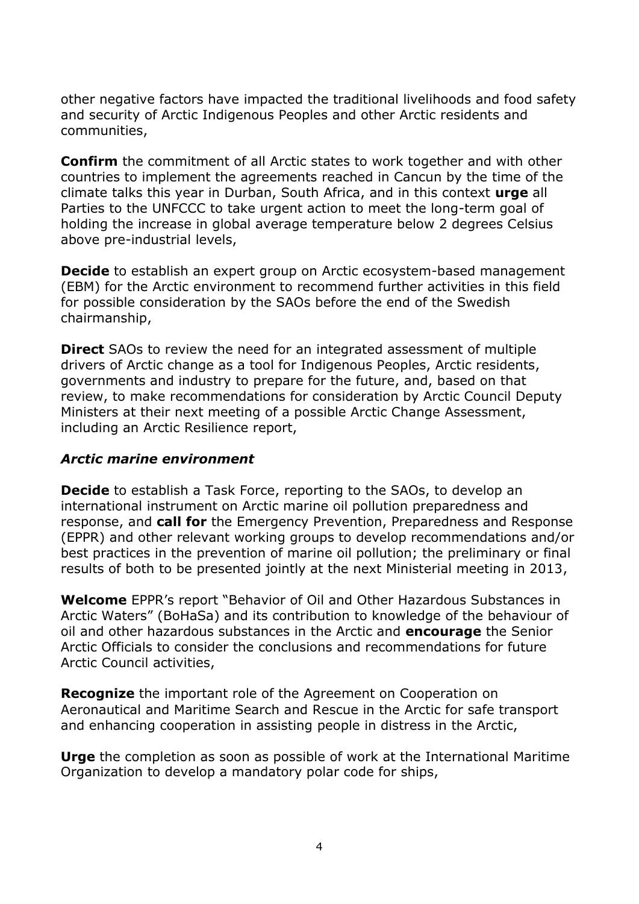other negative factors have impacted the traditional livelihoods and food safety and security of Arctic Indigenous Peoples and other Arctic residents and communities,

**Confirm** the commitment of all Arctic states to work together and with other countries to implement the agreements reached in Cancun by the time of the climate talks this year in Durban, South Africa, and in this context **urge** all Parties to the UNFCCC to take urgent action to meet the long-term goal of holding the increase in global average temperature below 2 degrees Celsius above pre-industrial levels,

**Decide** to establish an expert group on Arctic ecosystem-based management (EBM) for the Arctic environment to recommend further activities in this field for possible consideration by the SAOs before the end of the Swedish chairmanship,

**Direct** SAOs to review the need for an integrated assessment of multiple drivers of Arctic change as a tool for Indigenous Peoples, Arctic residents, governments and industry to prepare for the future, and, based on that review, to make recommendations for consideration by Arctic Council Deputy Ministers at their next meeting of a possible Arctic Change Assessment, including an Arctic Resilience report,

### *Arctic marine environment*

**Decide** to establish a Task Force, reporting to the SAOs, to develop an international instrument on Arctic marine oil pollution preparedness and response, and **call for** the Emergency Prevention, Preparedness and Response (EPPR) and other relevant working groups to develop recommendations and/or best practices in the prevention of marine oil pollution; the preliminary or final results of both to be presented jointly at the next Ministerial meeting in 2013,

**Welcome** EPPR's report "Behavior of Oil and Other Hazardous Substances in Arctic Waters" (BoHaSa) and its contribution to knowledge of the behaviour of oil and other hazardous substances in the Arctic and **encourage** the Senior Arctic Officials to consider the conclusions and recommendations for future Arctic Council activities,

**Recognize** the important role of the Agreement on Cooperation on Aeronautical and Maritime Search and Rescue in the Arctic for safe transport and enhancing cooperation in assisting people in distress in the Arctic,

**Urge** the completion as soon as possible of work at the International Maritime Organization to develop a mandatory polar code for ships,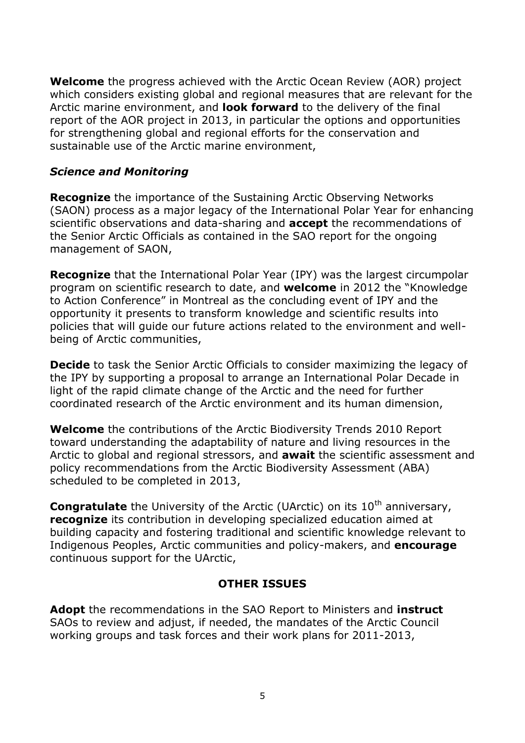**Welcome** the progress achieved with the Arctic Ocean Review (AOR) project which considers existing global and regional measures that are relevant for the Arctic marine environment, and **look forward** to the delivery of the final report of the AOR project in 2013, in particular the options and opportunities for strengthening global and regional efforts for the conservation and sustainable use of the Arctic marine environment,

### *Science and Monitoring*

**Recognize** the importance of the Sustaining Arctic Observing Networks (SAON) process as a major legacy of the International Polar Year for enhancing scientific observations and data-sharing and **accept** the recommendations of the Senior Arctic Officials as contained in the SAO report for the ongoing management of SAON,

**Recognize** that the International Polar Year (IPY) was the largest circumpolar program on scientific research to date, and **welcome** in 2012 the "Knowledge to Action Conference" in Montreal as the concluding event of IPY and the opportunity it presents to transform knowledge and scientific results into policies that will guide our future actions related to the environment and well-being of Arctic communities,

**Decide** to task the Senior Arctic Officials to consider maximizing the legacy of the IPY by supporting a proposal to arrange an International Polar Decade in light of the rapid climate change of the Arctic and the need for further coordinated research of the Arctic environment and its human dimension,

**Welcome** the contributions of the Arctic Biodiversity Trends 2010 Report toward understanding the adaptability of nature and living resources in the Arctic to global and regional stressors, and **await** the scientific assessment and policy recommendations from the Arctic Biodiversity Assessment (ABA) scheduled to be completed in 2013,

**Congratulate** the University of the Arctic (UArctic) on its 10th anniversary, **recognize** its contribution in developing specialized education aimed at building capacity and fostering traditional and scientific knowledge relevant to Indigenous Peoples, Arctic communities and policy-makers, and **encourage** continuous support for the UArctic,

## OTHER ISSUES

**Adopt** the recommendations in the SAO Report to Ministers and **instruct** SAOs to review and adjust, if needed, the mandates of the Arctic Council working groups and task forces and their work plans for 2011-2013,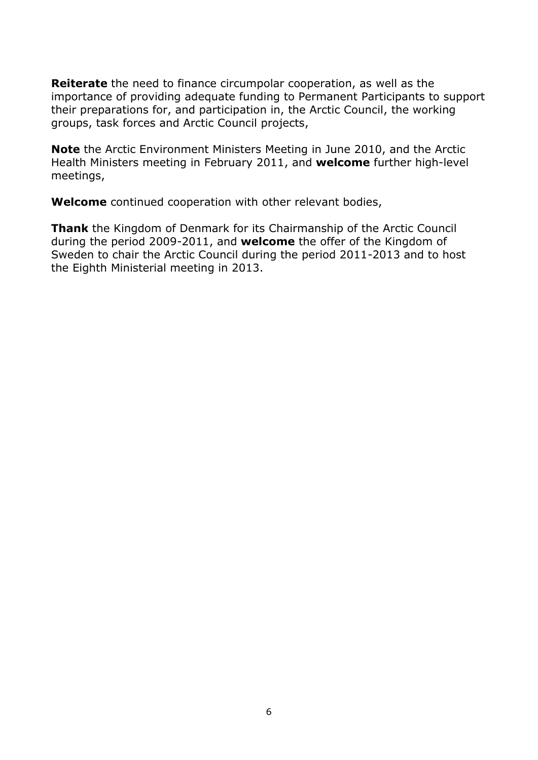**Reiterate** the need to finance circumpolar cooperation, as well as the importance of providing adequate funding to Permanent Participants to support their preparations for, and participation in, the Arctic Council, the working groups, task forces and Arctic Council projects,

**Note** the Arctic Environment Ministers Meeting in June 2010, and the Arctic Health Ministers meeting in February 2011, and **welcome** further high-level meetings,

**Welcome** continued cooperation with other relevant bodies,

**Thank** the Kingdom of Denmark for its Chairmanship of the Arctic Council during the period 2009-2011, and **welcome** the offer of the Kingdom of Sweden to chair the Arctic Council during the period 2011-2013 and to host the Eighth Ministerial meeting in 2013.